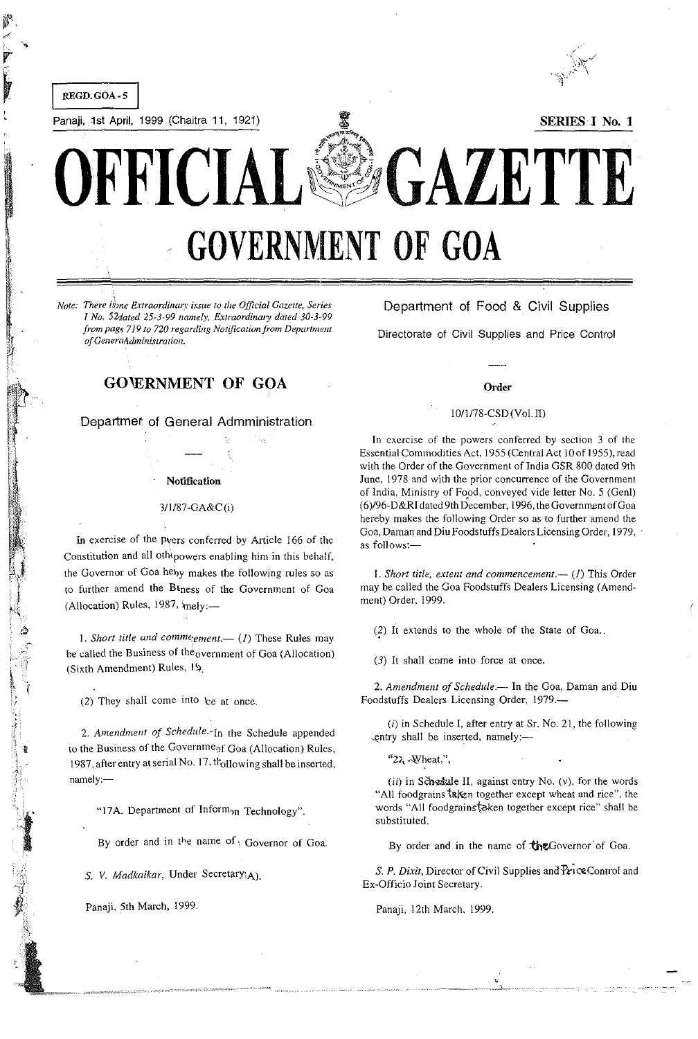REGD. GOA - 5

Panaji, 1st April, 1999 (Chaitra 11, 1921)

SERIES I No. 1

# OFFICIAL GAZETTE

# GOVERNMENT OF GOA

*Note: There is one Extraordinary issue to the Official Gazette, Series I No. 52 dated 25-3-99 namely, Extraordinary dated 30-3-99 from pages 719 to 720 regarding Notification from Department of General Administration.*

## GOVERNMENT OF GOA

### Department of General Admministration

---

**Notification**

3/1/87-GA&C(i)

In exercise of the powers conferred by Article 166 of the Constitution and all other powers enabling him in this behalf, the Governor of Goa hereby makes the following rules so as to further amend the Business of the Government of Goa (Allocation) Rules, 1987, namely:—

1. *Short title and commencement.*— (*1*) These Rules may be called the Business of the Government of Goa (Allocation) (Sixth Amendment) Rules, 1999.

(2) They shall come into force at once.

2. *Amendment of Schedule.*—In the Schedule appended to the Business of the Government of Goa (Allocation) Rules, 1987, after entry at serial No. 17, the following shall be inserted, namely:—

"17A. Department of Information Technology".

By order and in the name of the Governor of Goa.

*S. V. Madkaikar*, Under Secretary (GA).

Panaji, 5th March, 1999.

### Department of Food & Civil Supplies

Directorate of Civil Supplies and Price Control

---

**Order**

10/1/78-CSD(Vol. II)

In exercise of the powers conferred by section 3 of the Essential Commodities Act, 1955 (Central Act 10 of 1955), read with the Order of the Government of India GSR 800 dated 9th June, 1978 and with the prior concurrence of the Government of India, Ministry of Food, conveyed vide letter No. 5 (Genl) (6)/96-D&RI dated 9th December, 1996, the Government of Goa hereby makes the following Order so as to further amend the Goa, Daman and Diu Foodstuffs Dealers Licensing Order, 1979, as follows:—

1. *Short title, extent and commencement.*— (*1*) This Order may be called the Goa Foodstuffs Dealers Licensing (Amendment) Order, 1999.

(*2*) It extends to the whole of the State of Goa.

(*3*) It shall come into force at once.

2. *Amendment of Schedule.*— In the Goa, Daman and Diu Foodstuffs Dealers Licensing Order, 1979.—

(*i*) in Schedule I, after entry at Sr. No. 21, the following entry shall be inserted, namely:—

"22. Wheat,",

(*ii*) in Schedule II, against entry No. (v), for the words "All foodgrains taken together except wheat and rice", the words "All foodgrains taken together except rice" shall be substituted.

By order and in the name of the Governor of Goa.

*S. P. Dixit*, Director of Civil Supplies and Price Control and Ex-Officio Joint Secretary.

Panaji, 12th March, 1999.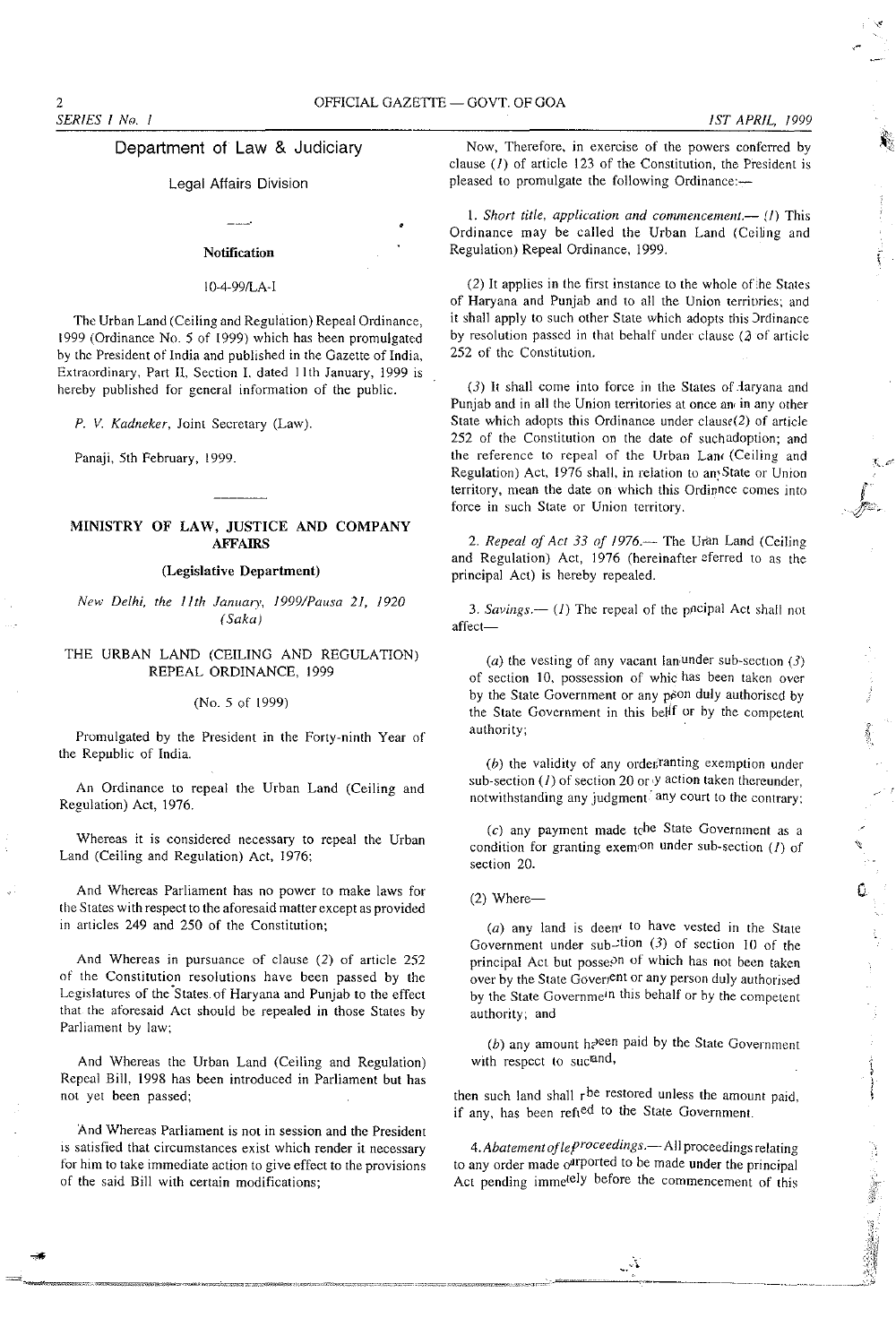## Department of Law & Judiciary

Legal Affairs Division

---

**Notification**

10-4-99/LA-I

The Urban Land (Ceiling and Regulation) Repeal Ordinance, 1999 (Ordinance No. 5 of 1999) which has been promulgated by the President of India and published in the Gazette of India, Extraordinary, Part II, Section I, dated 11th January, 1999 is hereby published for general information of the public.

*P. V. Kadneker*, Joint Secretary (Law).

Panaji, 5th February, 1999.

---

### MINISTRY OF LAW, JUSTICE AND COMPANY AFFAIRS

**(Legislative Department)**

*New Delhi, the 11th January, 1999/Pausa 21, 1920 (Saka)*

### THE URBAN LAND (CEILING AND REGULATION) REPEAL ORDINANCE, 1999

(No. 5 of 1999)

Promulgated by the President in the Forty-ninth Year of the Republic of India.

An Ordinance to repeal the Urban Land (Ceiling and Regulation) Act, 1976.

Whereas it is considered necessary to repeal the Urban Land (Ceiling and Regulation) Act, 1976;

And Whereas Parliament has no power to make laws for the States with respect to the aforesaid matter except as provided in articles 249 and 250 of the Constitution;

And Whereas in pursuance of clause (2) of article 252 of the Constitution resolutions have been passed by the Legislatures of the States of Haryana and Punjab to the effect that the aforesaid Act should be repealed in those States by Parliament by law;

And Whereas the Urban Land (Ceiling and Regulation) Repeal Bill, 1998 has been introduced in Parliament but has not yet been passed;

And Whereas Parliament is not in session and the President is satisfied that circumstances exist which render it necessary for him to take immediate action to give effect to the provisions of the said Bill with certain modifications;

Now, Therefore, in exercise of the powers conferred by clause (*1*) of article 123 of the Constitution, the President is pleased to promulgate the following Ordinance:—

1. *Short title, application and commencement.*— (*1*) This Ordinance may be called the Urban Land (Ceiling and Regulation) Repeal Ordinance, 1999.

(*2*) It applies in the first instance to the whole of the States of Haryana and Punjab and to all the Union territories; and it shall apply to such other State which adopts this Ordinance by resolution passed in that behalf under clause (2 of article 252 of the Constitution.

(*3*) It shall come into force in the States of Haryana and Punjab and in all the Union territories at once and in any other State which adopts this Ordinance under clause(2) of article 252 of the Constitution on the date of such adoption; and the reference to repeal of the Urban Land (Ceiling and Regulation) Act, 1976 shall, in relation to any State or Union territory, mean the date on which this Ordinance comes into force in such State or Union territory.

2. *Repeal of Act 33 of 1976.*— The Urban Land (Ceiling and Regulation) Act, 1976 (hereinafter referred to as the principal Act) is hereby repealed.

3. *Savings.*— (*1*) The repeal of the principal Act shall not affect—

(*a*) the vesting of any vacant land under sub-section (*3*) of section 10, possession of which has been taken over by the State Government or any person duly authorised by the State Government in this behalf or by the competent authority;

(*b*) the validity of any order granting exemption under sub-section (*1*) of section 20 or any action taken thereunder, notwithstanding any judgment of any court to the contrary;

(*c*) any payment made to the State Government as a condition for granting exemption under sub-section (*1*) of section 20.

(2) Where—

(*a*) any land is deemed to have vested in the State Government under sub-section (*3*) of section 10 of the principal Act but possession of which has not been taken over by the State Government or any person duly authorised by the State Government in this behalf or by the competent authority; and

(*b*) any amount has been paid by the State Government with respect to such land,

then such land shall not be restored unless the amount paid, if any, has been refunded to the State Government.

4. *Abatement of legal proceedings.*— All proceedings relating to any order made or purported to be made under the principal Act pending immediately before the commencement of this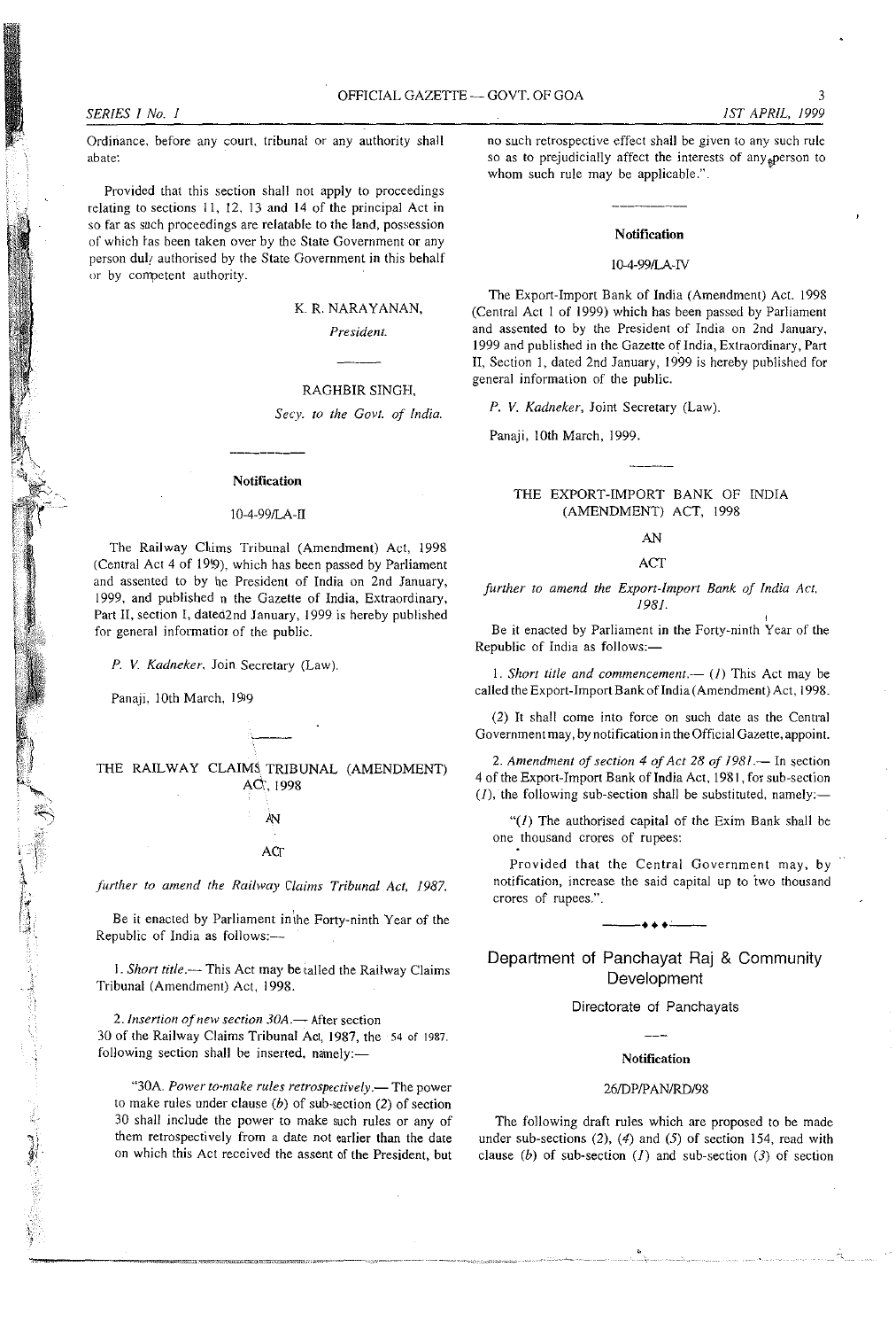Ordinance, before any court, tribunal or any authority shall abate:

Provided that this section shall not apply to proceedings relating to sections 11, 12, 13 and 14 of the principal Act in so far as such proceedings are relatable to the land, possession of which has been taken over by the State Government or any person duly authorised by the State Government in this behalf or by competent authority.

K. R. NARAYANAN,

*President.*

RAGHBIR SINGH,

*Secy. to the Govt. of India.*

---

**Notification**

10-4-99/LA-II

The Railway Claims Tribunal (Amendment) Act, 1998 (Central Act 4 of 1999), which has been passed by Parliament and assented to by the President of India on 2nd January, 1999, and published in the Gazette of India, Extraordinary, Part II, section I, dated 2nd January, 1999 is hereby published for general information of the public.

*P. V. Kadneker*, Joint Secretary (Law).

Panaji, 10th March, 1999.

---

THE RAILWAY CLAIMS TRIBUNAL (AMENDMENT) ACT, 1998

AN

ACT

*further to amend the Railway Claims Tribunal Act, 1987.*

Be it enacted by Parliament in the Forty-ninth Year of the Republic of India as follows:—

1. *Short title.*— This Act may be called the Railway Claims Tribunal (Amendment) Act, 1998.

2. *Insertion of new section 30A.*— After section 30 of the Railway Claims Tribunal Act, 1987, the following section shall be inserted, namely:— 54 of 1987.

"30A. *Power to make rules retrospectively.*— The power to make rules under clause (*b*) of sub-section (2) of section 30 shall include the power to make such rules or any of them retrospectively from a date not earlier than the date on which this Act received the assent of the President, but no such retrospective effect shall be given to any such rule so as to prejudicially affect the interests of any person to whom such rule may be applicable.".

---

**Notification**

10-4-99/LA-IV

The Export-Import Bank of India (Amendment) Act, 1998 (Central Act 1 of 1999) which has been passed by Parliament and assented to by the President of India on 2nd January, 1999 and published in the Gazette of India, Extraordinary, Part II, Section 1, dated 2nd January, 1999 is hereby published for general information of the public.

*P. V. Kadneker*, Joint Secretary (Law).

Panaji, 10th March, 1999.

---

THE EXPORT-IMPORT BANK OF INDIA (AMENDMENT) ACT, 1998

AN

ACT

*further to amend the Export-Import Bank of India Act, 1981.*

Be it enacted by Parliament in the Forty-ninth Year of the Republic of India as follows:—

1. *Short title and commencement.*— (*1*) This Act may be called the Export-Import Bank of India (Amendment) Act, 1998.

(*2*) It shall come into force on such date as the Central Government may, by notification in the Official Gazette, appoint.

2. *Amendment of section 4 of Act 28 of 1981.*— In section 4 of the Export-Import Bank of India Act, 1981, for sub-section (*1*), the following sub-section shall be substituted, namely:—

"(*1*) The authorised capital of the Exim Bank shall be one thousand crores of rupees:

Provided that the Central Government may, by notification, increase the said capital up to two thousand crores of rupees.".

---

## Department of Panchayat Raj & Community Development

### Directorate of Panchayats

**Notification**

26/DP/PAN/RD/98

The following draft rules which are proposed to be made under sub-sections (2), (*4*) and (*5*) of section 154, read with clause (*b*) of sub-section (*1*) and sub-section (*3*) of section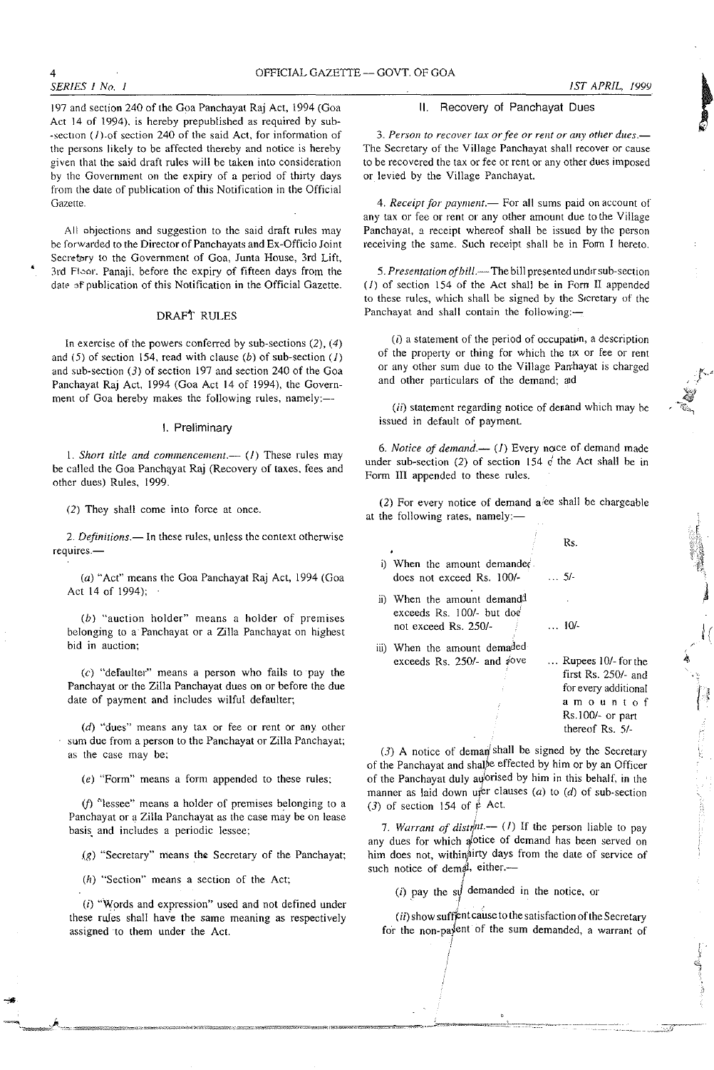197 and section 240 of the Goa Panchayat Raj Act, 1994 (Goa Act 14 of 1994), is hereby prepublished as required by sub-section (1) of section 240 of the said Act, for information of the persons likely to be affected thereby and notice is hereby given that the said draft rules will be taken into consideration by the Government on the expiry of a period of thirty days from the date of publication of this Notification in the Official Gazette.

All objections and suggestion to the said draft rules may be forwarded to the Director of Panchayats and Ex-Officio Joint Secretary to the Government of Goa, Junta House, 3rd Lift, 3rd Floor, Panaji, before the expiry of fifteen days from the date of publication of this Notification in the Official Gazette.

## DRAFT RULES

In exercise of the powers conferred by sub-sections (2), (4) and (5) of section 154, read with clause (b) of sub-section (1) and sub-section (3) of section 197 and section 240 of the Goa Panchayat Raj Act, 1994 (Goa Act 14 of 1994), the Government of Goa hereby makes the following rules, namely:—

### I. Preliminary

1. *Short title and commencement.*— (1) These rules may be called the Goa Panchayat Raj (Recovery of taxes, fees and other dues) Rules, 1999.

(2) They shall come into force at once.

2. *Definitions.*— In these rules, unless the context otherwise requires.—

(a) "Act" means the Goa Panchayat Raj Act, 1994 (Goa Act 14 of 1994);

(b) "auction holder" means a holder of premises belonging to a Panchayat or a Zilla Panchayat on highest bid in auction;

(c) "defaulter" means a person who fails to pay the Panchayat or the Zilla Panchayat dues on or before the due date of payment and includes wilful defaulter;

(d) "dues" means any tax or fee or rent or any other sum due from a person to the Panchayat or Zilla Panchayat; as the case may be;

(e) "Form" means a form appended to these rules;

(f) "lessee" means a holder of premises belonging to a Panchayat or a Zilla Panchayat as the case may be on lease basis and includes a periodic lessee;

(g) "Secretary" means the Secretary of the Panchayat;

(h) "Section" means a section of the Act;

(i) "Words and expression" used and not defined under these rules shall have the same meaning as respectively assigned to them under the Act.

### II. Recovery of Panchayat Dues

3. *Person to recover tax or fee or rent or any other dues.*— The Secretary of the Village Panchayat shall recover or cause to be recovered the tax or fee or rent or any other dues imposed or levied by the Village Panchayat.

4. *Receipt for payment.*— For all sums paid on account of any tax or fee or rent or any other amount due to the Village Panchayat, a receipt whereof shall be issued by the person receiving the same. Such receipt shall be in Form I hereto.

5. *Presentation of bill.*— The bill presented under sub-section (1) of section 154 of the Act shall be in Form II appended to these rules, which shall be signed by the Secretary of the Panchayat and shall contain the following:—

(i) a statement of the period of occupation, a description of the property or thing for which the tax or fee or rent or any other sum due to the Village Panchayat is charged and other particulars of the demand; and

(ii) statement regarding notice of demand which may be issued in default of payment.

6. *Notice of demand.*— (1) Every notice of demand made under sub-section (2) of section 154 of the Act shall be in Form III appended to these rules.

(2) For every notice of demand a fee shall be chargeable at the following rates, namely:—

| | Rs. |
|---|---|
| i) When the amount demanded does not exceed Rs. 100/- | ... 5/- |
| ii) When the amount demanded exceeds Rs. 100/- but does not exceed Rs. 250/- | ... 10/- |
| iii) When the amount demanded exceeds Rs. 250/- and above | ... Rupees 10/- for the first Rs. 250/- and for every additional amount of Rs.100/- or part thereof Rs. 5/- |

(3) A notice of demand shall be signed by the Secretary of the Panchayat and shall be effected by him or by an Officer of the Panchayat duly authorised by him in this behalf, in the manner as laid down under clauses (a) to (d) of sub-section (3) of section 154 of the Act.

7. *Warrant of distraint.*— (1) If the person liable to pay any dues for which a notice of demand has been served on him does not, within thirty days from the date of service of such notice of demand, either.—

(i) pay the sum demanded in the notice, or

(ii) show sufficient cause to the satisfaction of the Secretary for the non-payment of the sum demanded, a warrant of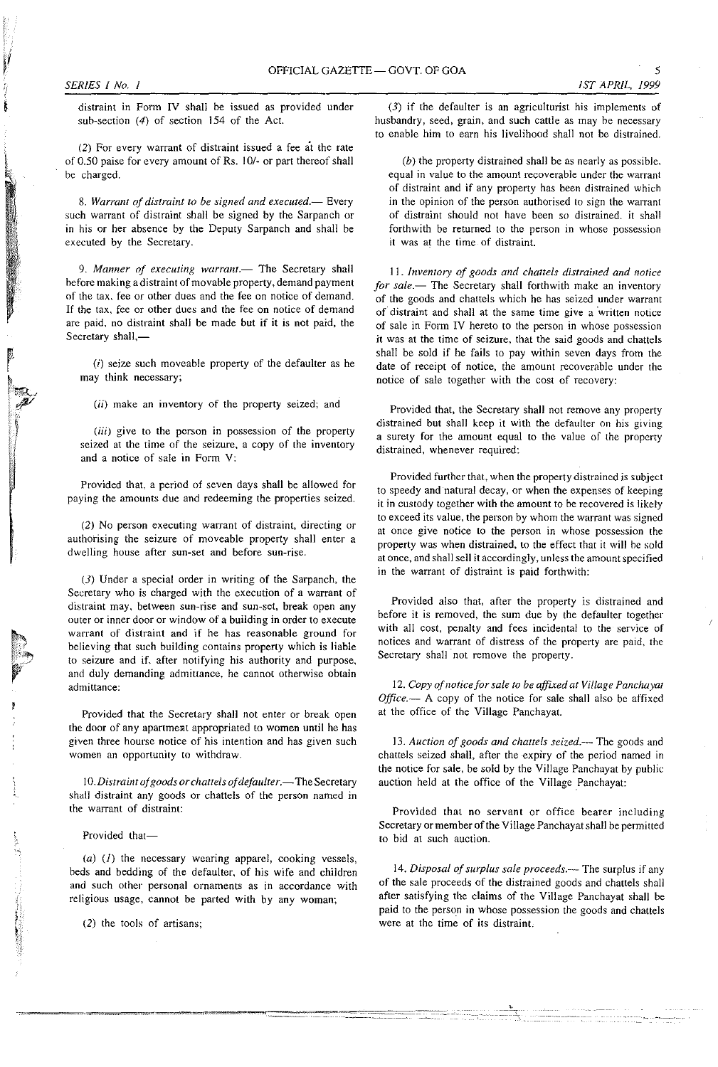distraint in Form IV shall be issued as provided under sub-section (*4*) of section 154 of the Act.

(*2*) For every warrant of distraint issued a fee at the rate of 0.50 paise for every amount of Rs. 10/- or part thereof shall be charged.

8. *Warrant of distraint to be signed and executed.*— Every such warrant of distraint shall be signed by the Sarpanch or in his or her absence by the Deputy Sarpanch and shall be executed by the Secretary.

9. *Manner of executing warrant.*— The Secretary shall before making a distraint of movable property, demand payment of the tax, fee or other dues and the fee on notice of demand. If the tax, fee or other dues and the fee on notice of demand are paid, no distraint shall be made but if it is not paid, the Secretary shall,—

(*i*) seize such moveable property of the defaulter as he may think necessary;

(*ii*) make an inventory of the property seized; and

(*iii*) give to the person in possession of the property seized at the time of the seizure, a copy of the inventory and a notice of sale in Form V:

Provided that, a period of seven days shall be allowed for paying the amounts due and redeeming the properties seized.

(*2*) No person executing warrant of distraint, directing or authorising the seizure of moveable property shall enter a dwelling house after sun-set and before sun-rise.

(*3*) Under a special order in writing of the Sarpanch, the Secretary who is charged with the execution of a warrant of distraint may, between sun-rise and sun-set, break open any outer or inner door or window of a building in order to execute warrant of distraint and if he has reasonable ground for believing that such building contains property which is liable to seizure and if, after notifying his authority and purpose, and duly demanding admittance, he cannot otherwise obtain admittance:

Provided that the Secretary shall not enter or break open the door of any apartment appropriated to women until he has given three hourse notice of his intention and has given such women an opportunity to withdraw.

10. *Distraint of goods or chattels of defaulter.*— The Secretary shall distraint any goods or chattels of the person named in the warrant of distraint:

Provided that—

(*a*) (*1*) the necessary wearing apparel, cooking vessels, beds and bedding of the defaulter, of his wife and children and such other personal ornaments as in accordance with religious usage, cannot be parted with by any woman;

(*2*) the tools of artisans;

(*3*) if the defaulter is an agriculturist his implements of husbandry, seed, grain, and such cattle as may be necessary to enable him to earn his livelihood shall not be distrained.

(*b*) the property distrained shall be as nearly as possible, equal in value to the amount recoverable under the warrant of distraint and if any property has been distrained which in the opinion of the person authorised to sign the warrant of distraint should not have been so distrained, it shall forthwith be returned to the person in whose possession it was at the time of distraint.

11. *Inventory of goods and chattels distrained and notice for sale.*— The Secretary shall forthwith make an inventory of the goods and chattels which he has seized under warrant of distraint and shall at the same time give a written notice of sale in Form IV hereto to the person in whose possession it was at the time of seizure, that the said goods and chattels shall be sold if he fails to pay within seven days from the date of receipt of notice, the amount recoverable under the notice of sale together with the cost of recovery:

Provided that, the Secretary shall not remove any property distrained but shall keep it with the defaulter on his giving a surety for the amount equal to the value of the property distrained, whenever required:

Provided further that, when the property distrained is subject to speedy and natural decay, or when the expenses of keeping it in custody together with the amount to be recovered is likely to exceed its value, the person by whom the warrant was signed at once give notice to the person in whose possession the property was when distrained, to the effect that it will be sold at once, and shall sell it accordingly, unless the amount specified in the warrant of distraint is paid forthwith:

Provided also that, after the property is distrained and before it is removed, the sum due by the defaulter together with all cost, penalty and fees incidental to the service of notices and warrant of distress of the property are paid, the Secretary shall not remove the property.

12. *Copy of notice for sale to be affixed at Village Panchayat Office.*— A copy of the notice for sale shall also be affixed at the office of the Village Panchayat.

13. *Auction of goods and chattels seized.*— The goods and chattels seized shall, after the expiry of the period named in the notice for sale, be sold by the Village Panchayat by public auction held at the office of the Village Panchayat:

Provided that no servant or office bearer including Secretary or member of the Village Panchayat shall be permitted to bid at such auction.

14. *Disposal of surplus sale proceeds.*— The surplus if any of the sale proceeds of the distrained goods and chattels shall after satisfying the claims of the Village Panchayat shall be paid to the person in whose possession the goods and chattels were at the time of its distraint.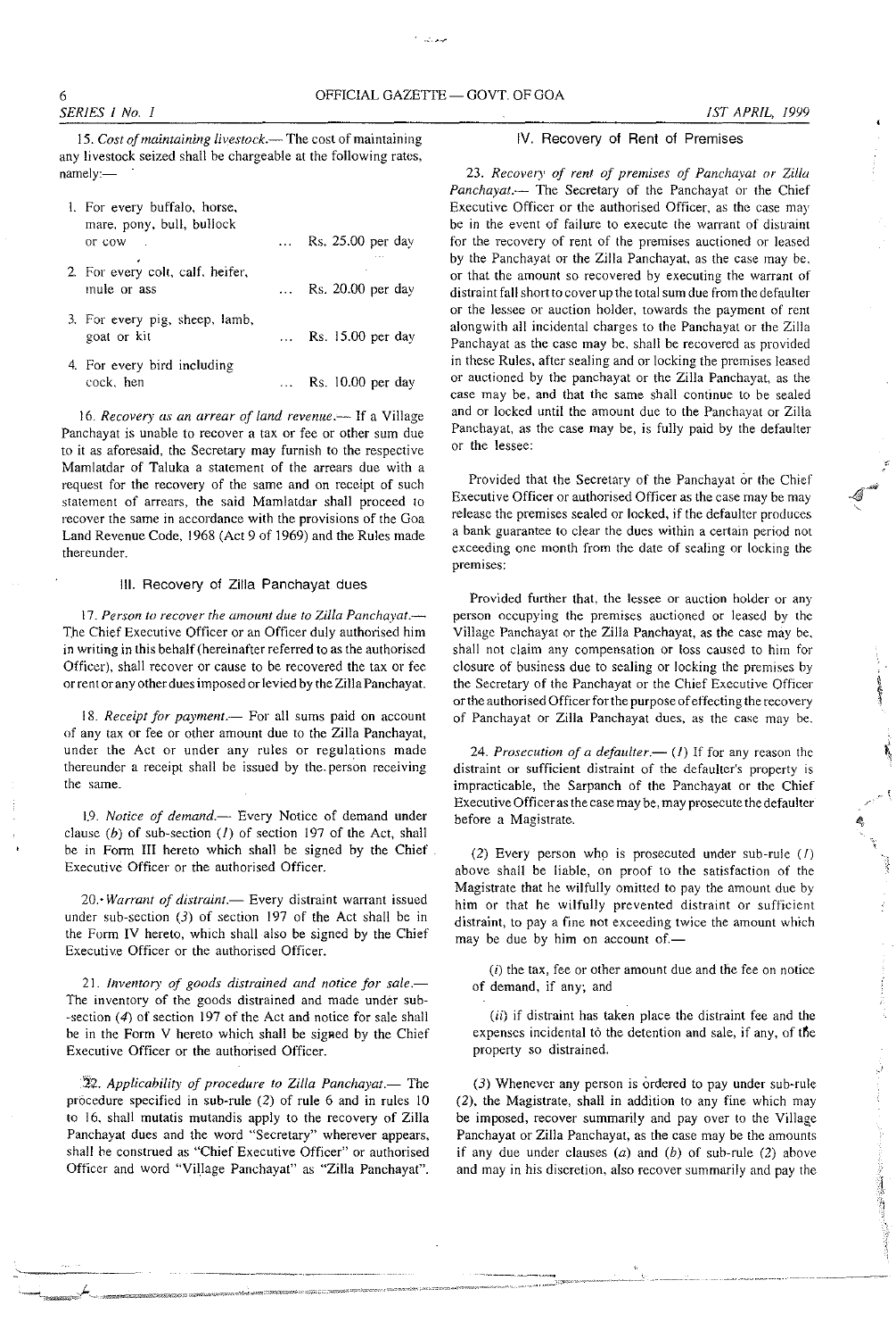15. *Cost of maintaining livestock.*— The cost of maintaining any livestock seized shall be chargeable at the following rates, namely:—

| | | |
|---|---|---|
| 1. For every buffalo, horse, mare, pony, bull, bullock or cow | ... | Rs. 25.00 per day |
| 2. For every colt, calf, heifer, mule or ass | ... | Rs. 20.00 per day |
| 3. For every pig, sheep, lamb, goat or kit | ... | Rs. 15.00 per day |
| 4. For every bird including cock, hen | ... | Rs. 10.00 per day |

16. *Recovery as an arrear of land revenue.*— If a Village Panchayat is unable to recover a tax or fee or other sum due to it as aforesaid, the Secretary may furnish to the respective Mamlatdar of Taluka a statement of the arrears due with a request for the recovery of the same and on receipt of such statement of arrears, the said Mamlatdar shall proceed to recover the same in accordance with the provisions of the Goa Land Revenue Code, 1968 (Act 9 of 1969) and the Rules made thereunder.

## III. Recovery of Zilla Panchayat dues

17. *Person to recover the amount due to Zilla Panchayat.*— The Chief Executive Officer or an Officer duly authorised him in writing in this behalf (hereinafter referred to as the authorised Officer), shall recover or cause to be recovered the tax or fee or rent or any other dues imposed or levied by the Zilla Panchayat.

18. *Receipt for payment.*— For all sums paid on account of any tax or fee or other amount due to the Zilla Panchayat, under the Act or under any rules or regulations made thereunder a receipt shall be issued by the person receiving the same.

19. *Notice of demand.*— Every Notice of demand under clause (*b*) of sub-section (*1*) of section 197 of the Act, shall be in Form III hereto which shall be signed by the Chief Executive Officer or the authorised Officer.

20. *Warrant of distraint.*— Every distraint warrant issued under sub-section (*3*) of section 197 of the Act shall be in the Form IV hereto, which shall also be signed by the Chief Executive Officer or the authorised Officer.

21. *Inventory of goods distrained and notice for sale.*— The inventory of the goods distrained and made under sub-section (*4*) of section 197 of the Act and notice for sale shall be in the Form V hereto which shall be signed by the Chief Executive Officer or the authorised Officer.

22. *Applicability of procedure to Zilla Panchayat.*— The procedure specified in sub-rule (*2*) of rule 6 and in rules 10 to 16, shall mutatis mutandis apply to the recovery of Zilla Panchayat dues and the word "Secretary" wherever appears, shall be construed as "Chief Executive Officer" or authorised Officer and word "Village Panchayat" as "Zilla Panchayat".

## IV. Recovery of Rent of Premises

23. *Recovery of rent of premises of Panchayat or Zilla Panchayat.*— The Secretary of the Panchayat or the Chief Executive Officer or the authorised Officer, as the case may be in the event of failure to execute the warrant of distraint for the recovery of rent of the premises auctioned or leased by the Panchayat or the Zilla Panchayat, as the case may be, or that the amount so recovered by executing the warrant of distraint fall short to cover up the total sum due from the defaulter or the lessee or auction holder, towards the payment of rent alongwith all incidental charges to the Panchayat or the Zilla Panchayat as the case may be, shall be recovered as provided in these Rules, after sealing and or locking the premises leased or auctioned by the panchayat or the Zilla Panchayat, as the case may be, and that the same shall continue to be sealed and or locked until the amount due to the Panchayat or Zilla Panchayat, as the case may be, is fully paid by the defaulter or the lessee:

Provided that the Secretary of the Panchayat or the Chief Executive Officer or authorised Officer as the case may be may release the premises sealed or locked, if the defaulter produces a bank guarantee to clear the dues within a certain period not exceeding one month from the date of sealing or locking the premises:

Provided further that, the lessee or auction holder or any person occupying the premises auctioned or leased by the Village Panchayat or the Zilla Panchayat, as the case may be, shall not claim any compensation or loss caused to him for closure of business due to sealing or locking the premises by the Secretary of the Panchayat or the Chief Executive Officer or the authorised Officer for the purpose of effecting the recovery of Panchayat or Zilla Panchayat dues, as the case may be.

24. *Prosecution of a defaulter.*— (*1*) If for any reason the distraint or sufficient distraint of the defaulter's property is impracticable, the Sarpanch of the Panchayat or the Chief Executive Officer as the case may be, may prosecute the defaulter before a Magistrate.

(*2*) Every person who is prosecuted under sub-rule (*1*) above shall be liable, on proof to the satisfaction of the Magistrate that he wilfully omitted to pay the amount due by him or that he wilfully prevented distraint or sufficient distraint, to pay a fine not exceeding twice the amount which may be due by him on account of.—

(*i*) the tax, fee or other amount due and the fee on notice of demand, if any; and

(*ii*) if distraint has taken place the distraint fee and the expenses incidental to the detention and sale, if any, of the property so distrained.

(*3*) Whenever any person is ordered to pay under sub-rule (*2*), the Magistrate, shall in addition to any fine which may be imposed, recover summarily and pay over to the Village Panchayat or Zilla Panchayat, as the case may be the amounts if any due under clauses (*a*) and (*b*) of sub-rule (*2*) above and may in his discretion, also recover summarily and pay the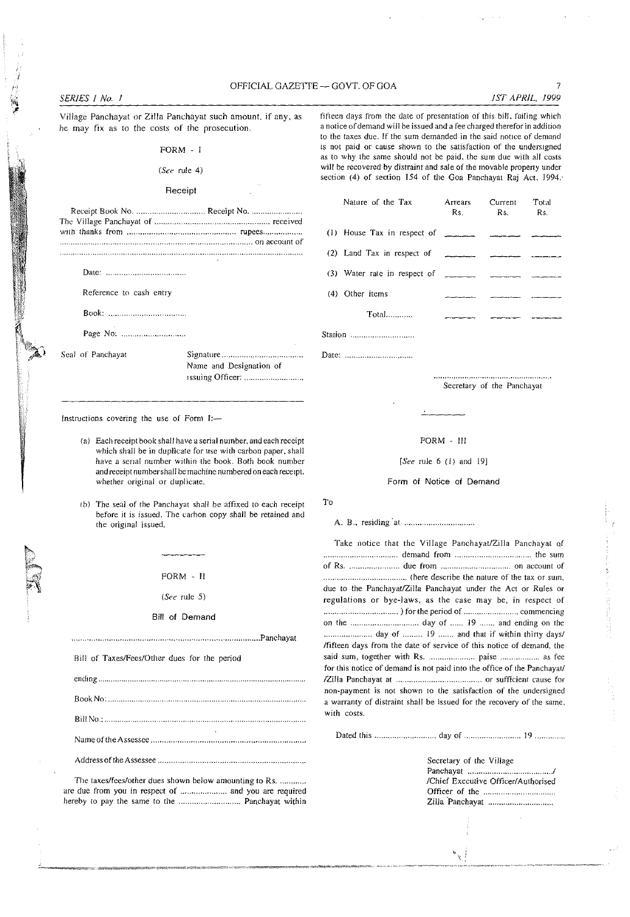Village Panchayat or Zilla Panchayat such amount, if any, as he may fix as to the costs of the prosecution.

## FORM - I

(*See* rule 4)

### Receipt

Receipt Book No. ............................... Receipt No. .......................
The Village Panchayat of .................................................... received with thanks from ................................................ rupees.................. ..................................................................................... on account of ..................................................................................................

Date: ....................................

Reference to cash entry

Book: ....................................

Page No: ............................

Seal of Panchayat

Signature ....................................
Name and Designation of issuing Officer: ..........................

Instructions covering the use of Form I:—

(a) Each receipt book shall have a serial number, and each receipt which shall be in duplicate for use with carbon paper, shall have a serial number within the book. Both book number and receipt number shall be machine numbered on each receipt, whether original or duplicate.

(b) The seal of the Panchayat shall be affixed to each receipt before it is issued. The carbon copy shall be retained and the original issued.

## FORM - II

(*See* rule 5)

### Bill of Demand

.....................................................................................Panchayat

Bill of Taxes/Fees/Other dues for the period

ending ...........................................................................................

Book No: .......................................................................................

Bill No.: .........................................................................................

Name of the Assessee ....................................................................

Address of the Assessee .................................................................

The taxes/fees/other dues shown below amounting to Rs. ............ are due from you in respect of ..................... and you are required hereby to pay the same to the ........................... Panchayat within fifteen days from the date of presentation of this bill, failing which a notice of demand will be issued and a fee charged therefor in addition to the taxes due. If the sum demanded in the said notice of demand is not paid or cause shown to the satisfaction of the undersigned as to why the same should not be paid, the sum due with all costs will be recovered by distraint and sale of the movable property under section (4) of section 154 of the Goa Panchayat Raj Act, 1994.

| Nature of the Tax | Arrears Rs. | Current Rs. | Total Rs. |
|---|---|---|---|
| (1) House Tax in respect of | ______ | ______ | ______ |
| (2) Land Tax in respect of | ______ | ______ | ______ |
| (3) Water rate in respect of | ______ | ______ | ______ |
| (4) Other items | ______ | ______ | ______ |
| Total............ | ______ | ______ | ______ |

Station ............................

Date: ..............................

.......................................................
Secretary of the Panchayat

## FORM - III

[*See* rule 6 (1) and 19]

### Form of Notice of Demand

To

A. B., residing at ...............................

Take notice that the Village Panchayat/Zilla Panchayat of ................................ demand from .................................. the sum of Rs. ....................... due from ............................... on account of ..................................... (here describe the nature of the tax or sum, due to the Panchayat/Zilla Panchayat under the Act or Rules or regulations or bye-laws, as the case may be, in respect of .................................. ) for the period of ........................ commencing on the .............................. day of ...... 19 ....... and ending on the ..................... day of ......... 19 ....... and that if within thirty days/ /fifteen days from the date of service of this notice of demand, the said sum, together with Rs. .................... paise ................. as fee for this notice of demand is not paid into the office of the Panchayat/ /Zilla Panchayat at ...................................... or sufficient cause for non-payment is not shown to the satisfaction of the undersigned a warranty of distraint shall be issued for the recovery of the same, with costs.

Dated this ........................... day of ......................... 19 .............

Secretary of the Village Panchayat ....................................../
/Chief Executive Officer/Authorised Officer of the ................................
Zilla Panchayat .............................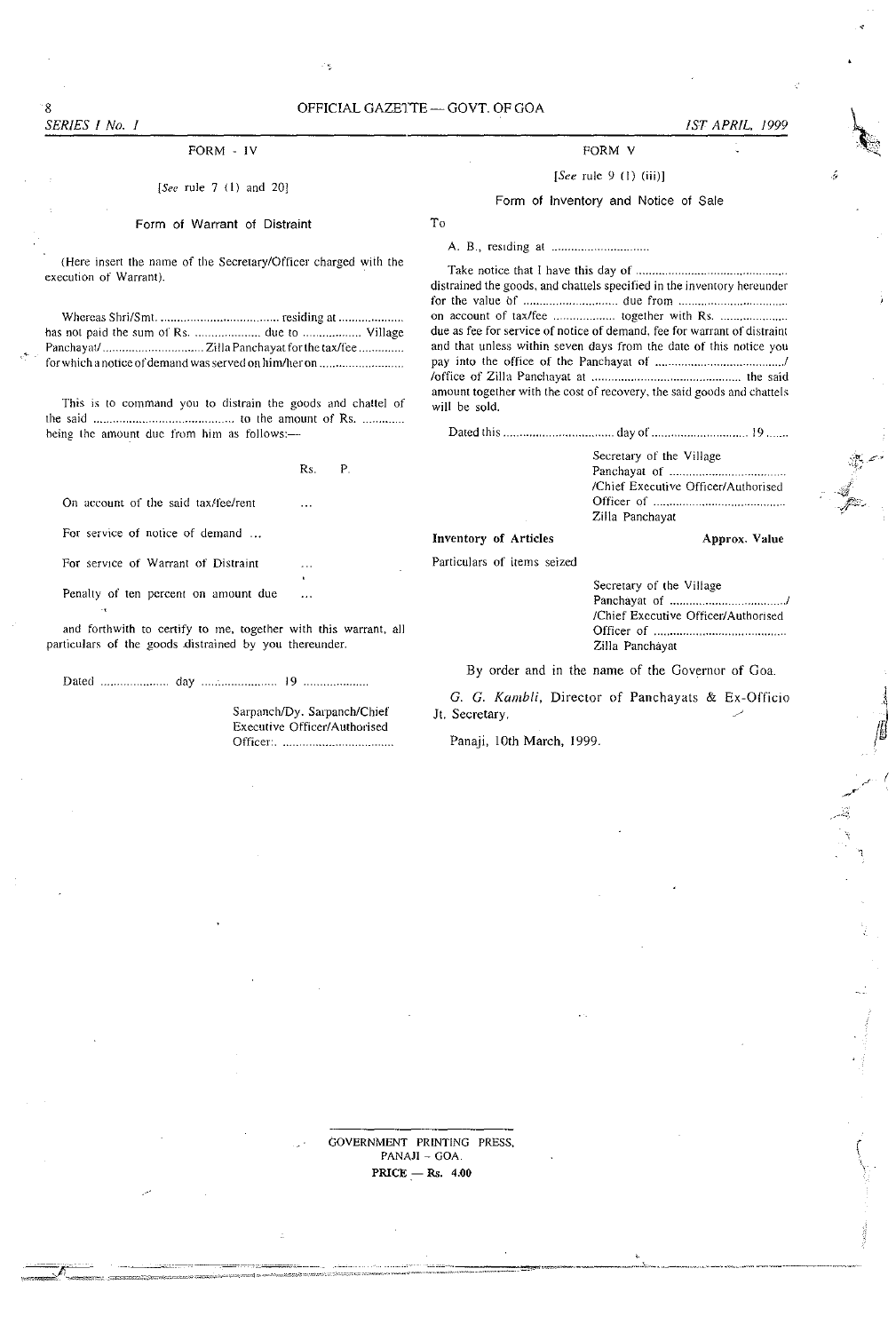FORM - IV

[*See* rule 7 (1) and 20]

Form of Warrant of Distraint

(Here insert the name of the Secretary/Officer charged with the execution of Warrant).

Whereas Shri/Smt. .................................... residing at .................... has not paid the sum of Rs. .................... due to .................. Village Panchayat/ .............................. Zilla Panchayat for the tax/fee ............. for which a notice of demand was served on him/her on ..........................

This is to command you to distrain the goods and chattel of the said .......................................... to the amount of Rs. ............ being the amount due from him as follows:—

| | Rs. P. |
|---|---|
| On account of the said tax/fee/rent | ... |
| For service of notice of demand ... | |
| For service of Warrant of Distraint | ... |
| Penalty of ten percent on amount due | ... |

and forthwith to certify to me, together with this warrant, all particulars of the goods distrained by you thereunder.

Dated ..................... day ..................... 19 ....................

Sarpanch/Dy. Sarpanch/Chief Executive Officer/Authorised Officer:. .................................

FORM V

[*See* rule 9 (1) (iii)]

Form of Inventory and Notice of Sale

To

A. B., residing at ..............................

Take notice that I have this day of ............................................. distrained the goods, and chattels specified in the inventory hereunder for the value of ............................ due from ................................ on account of tax/fee ................... together with Rs. .................. due as fee for service of notice of demand, fee for warrant of distraint and that unless within seven days from the date of this notice you pay into the office of the Panchayat of ......................................./ /office of Zilla Panchayat at ............................................ the said amount together with the cost of recovery, the said goods and chattels will be sold.

Dated this .................................. day of ............................ 19 .......

Secretary of the Village Panchayat of ................................... /Chief Executive Officer/Authorised Officer of ........................................ Zilla Panchayat

**Inventory of Articles** **Approx. Value**

Particulars of items seized

Secretary of the Village Panchayat of ................................../ /Chief Executive Officer/Authorised Officer of ........................................ Zilla Panchayat

By order and in the name of the Governor of Goa.

*G. G. Kambli*, Director of Panchayats & Ex-Officio Jt. Secretary.

Panaji, 10th March, 1999.

GOVERNMENT PRINTING PRESS, PANAJI – GOA.

**PRICE — Rs. 4.00**